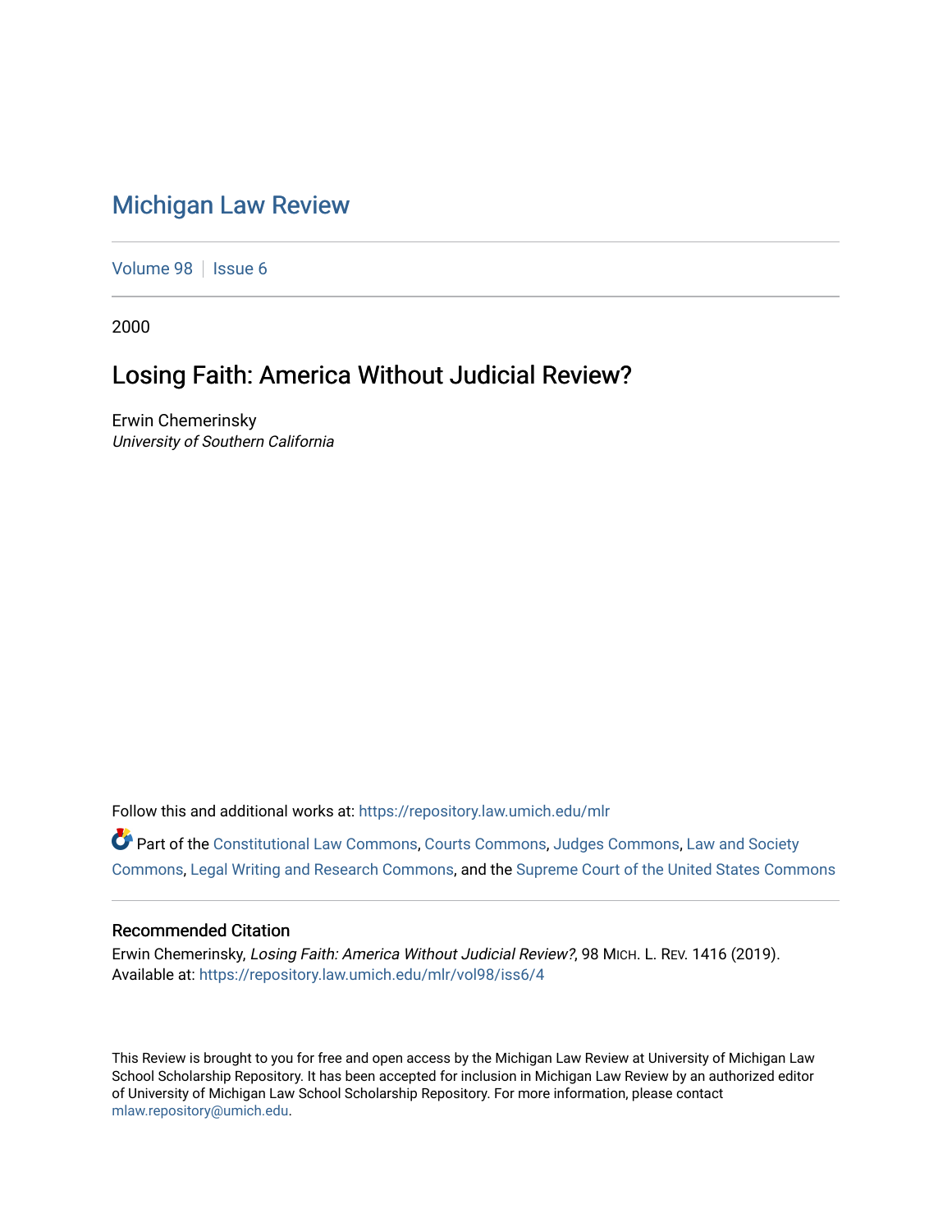# Michigan Law Review

Volume 98 | Issue 6

2000

## Losing Faith: America Without Judicial Review?

Erwin Chemerinsky
*University of Southern California*

Follow this and additional works at: https://repository.law.umich.edu/mlr

Part of the Constitutional Law Commons, Courts Commons, Judges Commons, Law and Society Commons, Legal Writing and Research Commons, and the Supreme Court of the United States Commons

### Recommended Citation

Erwin Chemerinsky, *Losing Faith: America Without Judicial Review?*, 98 MICH. L. REV. 1416 (2019).
Available at: https://repository.law.umich.edu/mlr/vol98/iss6/4

This Review is brought to you for free and open access by the Michigan Law Review at University of Michigan Law School Scholarship Repository. It has been accepted for inclusion in Michigan Law Review by an authorized editor of University of Michigan Law School Scholarship Repository. For more information, please contact mlaw.repository@umich.edu.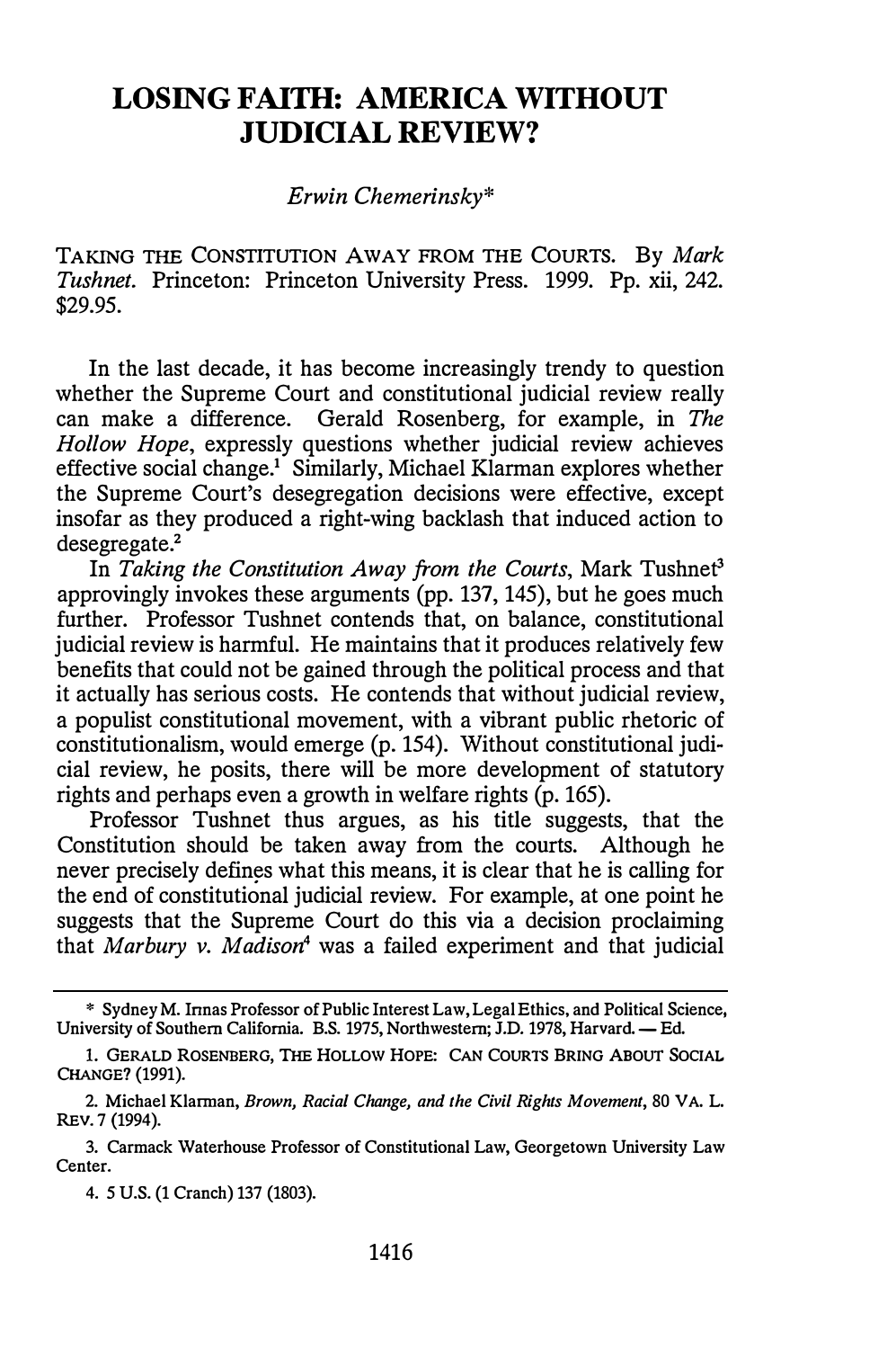# LOSING FAITH: AMERICA WITHOUT JUDICIAL REVIEW?

*Erwin Chemerinsky\**

TAKING THE CONSTITUTION AWAY FROM THE COURTS. By *Mark Tushnet*. Princeton: Princeton University Press. 1999. Pp. xii, 242. $29.95.

In the last decade, it has become increasingly trendy to question whether the Supreme Court and constitutional judicial review really can make a difference. Gerald Rosenberg, for example, in *The Hollow Hope*, expressly questions whether judicial review achieves effective social change.[1] Similarly, Michael Klarman explores whether the Supreme Court's desegregation decisions were effective, except insofar as they produced a right-wing backlash that induced action to desegregate.[2]

In *Taking the Constitution Away from the Courts*, Mark Tushnet[3] approvingly invokes these arguments (pp. 137, 145), but he goes much further. Professor Tushnet contends that, on balance, constitutional judicial review is harmful. He maintains that it produces relatively few benefits that could not be gained through the political process and that it actually has serious costs. He contends that without judicial review, a populist constitutional movement, with a vibrant public rhetoric of constitutionalism, would emerge (p. 154). Without constitutional judicial review, he posits, there will be more development of statutory rights and perhaps even a growth in welfare rights (p. 165).

Professor Tushnet thus argues, as his title suggests, that the Constitution should be taken away from the courts. Although he never precisely defines what this means, it is clear that he is calling for the end of constitutional judicial review. For example, at one point he suggests that the Supreme Court do this via a decision proclaiming that *Marbury v. Madison*[4] was a failed experiment and that judicial

---

\* Sydney M. Irmas Professor of Public Interest Law, Legal Ethics, and Political Science, University of Southern California. B.S. 1975, Northwestern; J.D. 1978, Harvard. — Ed.

1. GERALD ROSENBERG, THE HOLLOW HOPE: CAN COURTS BRING ABOUT SOCIAL CHANGE? (1991).

2. Michael Klarman, *Brown, Racial Change, and the Civil Rights Movement*, 80 VA. L. REV. 7 (1994).

3. Carmack Waterhouse Professor of Constitutional Law, Georgetown University Law Center.

4. 5 U.S. (1 Cranch) 137 (1803).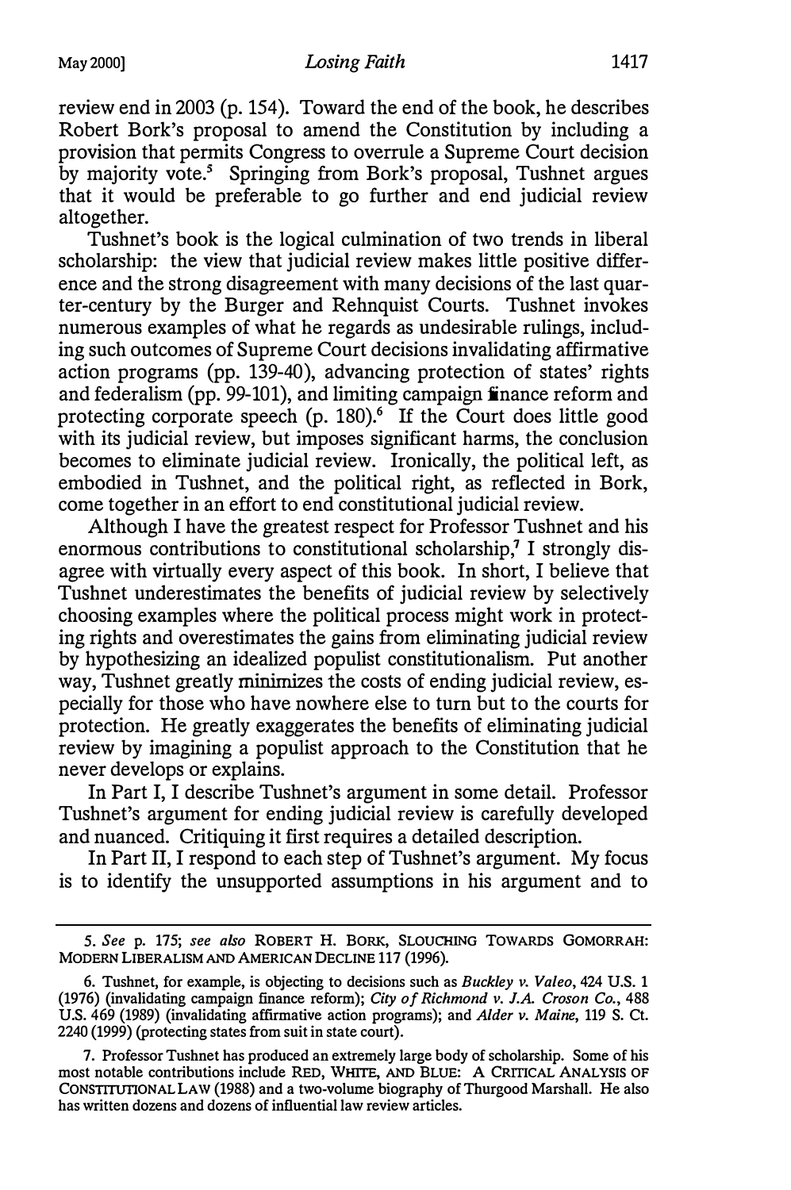review end in 2003 (p. 154). Toward the end of the book, he describes Robert Bork's proposal to amend the Constitution by including a provision that permits Congress to overrule a Supreme Court decision by majority vote.[5] Springing from Bork's proposal, Tushnet argues that it would be preferable to go further and end judicial review altogether.

Tushnet's book is the logical culmination of two trends in liberal scholarship: the view that judicial review makes little positive difference and the strong disagreement with many decisions of the last quarter-century by the Burger and Rehnquist Courts. Tushnet invokes numerous examples of what he regards as undesirable rulings, including such outcomes of Supreme Court decisions invalidating affirmative action programs (pp. 139-40), advancing protection of states' rights and federalism (pp. 99-101), and limiting campaign finance reform and protecting corporate speech (p. 180).[6] If the Court does little good with its judicial review, but imposes significant harms, the conclusion becomes to eliminate judicial review. Ironically, the political left, as embodied in Tushnet, and the political right, as reflected in Bork, come together in an effort to end constitutional judicial review.

Although I have the greatest respect for Professor Tushnet and his enormous contributions to constitutional scholarship,[7] I strongly disagree with virtually every aspect of this book. In short, I believe that Tushnet underestimates the benefits of judicial review by selectively choosing examples where the political process might work in protecting rights and overestimates the gains from eliminating judicial review by hypothesizing an idealized populist constitutionalism. Put another way, Tushnet greatly minimizes the costs of ending judicial review, especially for those who have nowhere else to turn but to the courts for protection. He greatly exaggerates the benefits of eliminating judicial review by imagining a populist approach to the Constitution that he never develops or explains.

In Part I, I describe Tushnet's argument in some detail. Professor Tushnet's argument for ending judicial review is carefully developed and nuanced. Critiquing it first requires a detailed description.

In Part II, I respond to each step of Tushnet's argument. My focus is to identify the unsupported assumptions in his argument and to

---

5. *See* p. 175; *see also* ROBERT H. BORK, SLOUCHING TOWARDS GOMORRAH: MODERN LIBERALISM AND AMERICAN DECLINE 117 (1996).

6. Tushnet, for example, is objecting to decisions such as *Buckley v. Valeo*, 424 U.S. 1 (1976) (invalidating campaign finance reform); *City of Richmond v. J.A. Croson Co.*, 488 U.S. 469 (1989) (invalidating affirmative action programs); and *Alder v. Maine*, 119 S. Ct. 2240 (1999) (protecting states from suit in state court).

7. Professor Tushnet has produced an extremely large body of scholarship. Some of his most notable contributions include RED, WHITE, AND BLUE: A CRITICAL ANALYSIS OF CONSTITUTIONAL LAW (1988) and a two-volume biography of Thurgood Marshall. He also has written dozens and dozens of influential law review articles.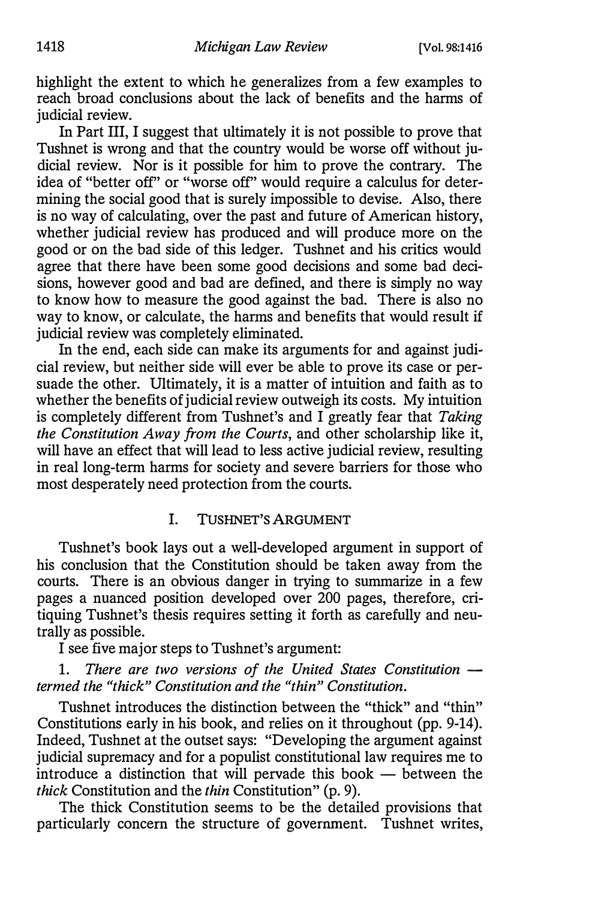highlight the extent to which he generalizes from a few examples to reach broad conclusions about the lack of benefits and the harms of judicial review.

In Part III, I suggest that ultimately it is not possible to prove that Tushnet is wrong and that the country would be worse off without judicial review. Nor is it possible for him to prove the contrary. The idea of "better off" or "worse off" would require a calculus for determining the social good that is surely impossible to devise. Also, there is no way of calculating, over the past and future of American history, whether judicial review has produced and will produce more on the good or on the bad side of this ledger. Tushnet and his critics would agree that there have been some good decisions and some bad decisions, however good and bad are defined, and there is simply no way to know how to measure the good against the bad. There is also no way to know, or calculate, the harms and benefits that would result if judicial review was completely eliminated.

In the end, each side can make its arguments for and against judicial review, but neither side will ever be able to prove its case or persuade the other. Ultimately, it is a matter of intuition and faith as to whether the benefits of judicial review outweigh its costs. My intuition is completely different from Tushnet's and I greatly fear that *Taking the Constitution Away from the Courts*, and other scholarship like it, will have an effect that will lead to less active judicial review, resulting in real long-term harms for society and severe barriers for those who most desperately need protection from the courts.

## I. TUSHNET'S ARGUMENT

Tushnet's book lays out a well-developed argument in support of his conclusion that the Constitution should be taken away from the courts. There is an obvious danger in trying to summarize in a few pages a nuanced position developed over 200 pages, therefore, critiquing Tushnet's thesis requires setting it forth as carefully and neutrally as possible.

I see five major steps to Tushnet's argument:

1. *There are two versions of the United States Constitution — termed the "thick" Constitution and the "thin" Constitution.*

Tushnet introduces the distinction between the "thick" and "thin" Constitutions early in his book, and relies on it throughout (pp. 9-14). Indeed, Tushnet at the outset says: "Developing the argument against judicial supremacy and for a populist constitutional law requires me to introduce a distinction that will pervade this book — between the *thick* Constitution and the *thin* Constitution" (p. 9).

The thick Constitution seems to be the detailed provisions that particularly concern the structure of government. Tushnet writes,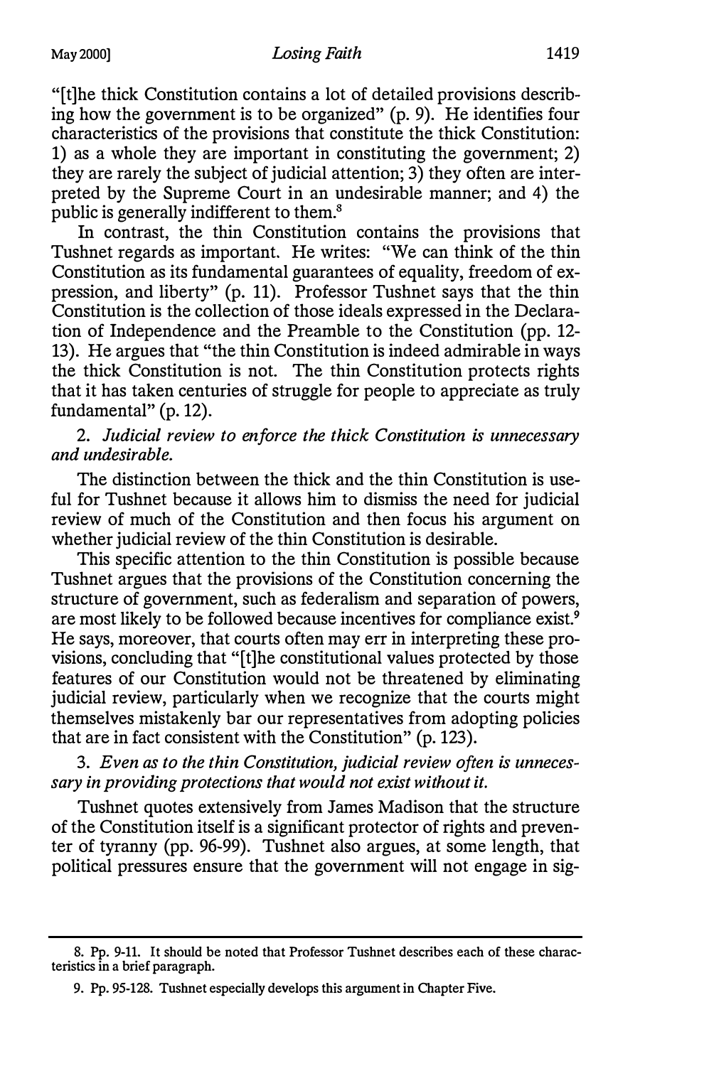"[t]he thick Constitution contains a lot of detailed provisions describing how the government is to be organized" (p. 9). He identifies four characteristics of the provisions that constitute the thick Constitution: 1) as a whole they are important in constituting the government; 2) they are rarely the subject of judicial attention; 3) they often are interpreted by the Supreme Court in an undesirable manner; and 4) the public is generally indifferent to them.[8]

In contrast, the thin Constitution contains the provisions that Tushnet regards as important. He writes: "We can think of the thin Constitution as its fundamental guarantees of equality, freedom of expression, and liberty" (p. 11). Professor Tushnet says that the thin Constitution is the collection of those ideals expressed in the Declaration of Independence and the Preamble to the Constitution (pp. 12-13). He argues that "the thin Constitution is indeed admirable in ways the thick Constitution is not. The thin Constitution protects rights that it has taken centuries of struggle for people to appreciate as truly fundamental" (p. 12).

2. *Judicial review to enforce the thick Constitution is unnecessary and undesirable.*

The distinction between the thick and the thin Constitution is useful for Tushnet because it allows him to dismiss the need for judicial review of much of the Constitution and then focus his argument on whether judicial review of the thin Constitution is desirable.

This specific attention to the thin Constitution is possible because Tushnet argues that the provisions of the Constitution concerning the structure of government, such as federalism and separation of powers, are most likely to be followed because incentives for compliance exist.[9] He says, moreover, that courts often may err in interpreting these provisions, concluding that "[t]he constitutional values protected by those features of our Constitution would not be threatened by eliminating judicial review, particularly when we recognize that the courts might themselves mistakenly bar our representatives from adopting policies that are in fact consistent with the Constitution" (p. 123).

3. *Even as to the thin Constitution, judicial review often is unnecessary in providing protections that would not exist without it.*

Tushnet quotes extensively from James Madison that the structure of the Constitution itself is a significant protector of rights and preventer of tyranny (pp. 96-99). Tushnet also argues, at some length, that political pressures ensure that the government will not engage in sig-

---

8. Pp. 9-11. It should be noted that Professor Tushnet describes each of these characteristics in a brief paragraph.

9. Pp. 95-128. Tushnet especially develops this argument in Chapter Five.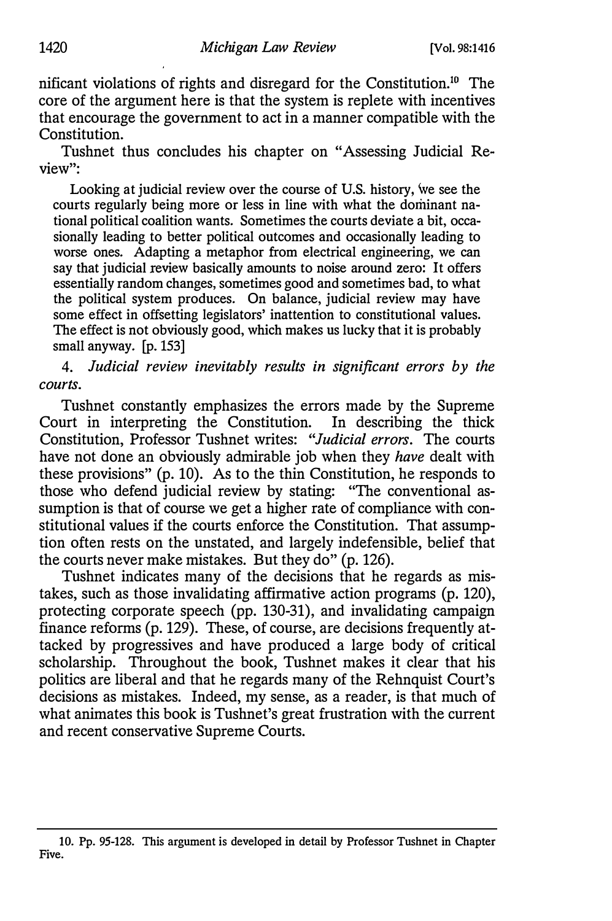nificant violations of rights and disregard for the Constitution.[10] The core of the argument here is that the system is replete with incentives that encourage the government to act in a manner compatible with the Constitution.

Tushnet thus concludes his chapter on "Assessing Judicial Review":

> Looking at judicial review over the course of U.S. history, we see the courts regularly being more or less in line with what the dominant national political coalition wants. Sometimes the courts deviate a bit, occasionally leading to better political outcomes and occasionally leading to worse ones. Adapting a metaphor from electrical engineering, we can say that judicial review basically amounts to noise around zero: It offers essentially random changes, sometimes good and sometimes bad, to what the political system produces. On balance, judicial review may have some effect in offsetting legislators' inattention to constitutional values. The effect is not obviously good, which makes us lucky that it is probably small anyway. [p. 153]

4. *Judicial review inevitably results in significant errors by the courts.*

Tushnet constantly emphasizes the errors made by the Supreme Court in interpreting the Constitution. In describing the thick Constitution, Professor Tushnet writes: "*Judicial errors*. The courts have not done an obviously admirable job when they *have* dealt with these provisions" (p. 10). As to the thin Constitution, he responds to those who defend judicial review by stating: "The conventional assumption is that of course we get a higher rate of compliance with constitutional values if the courts enforce the Constitution. That assumption often rests on the unstated, and largely indefensible, belief that the courts never make mistakes. But they do" (p. 126).

Tushnet indicates many of the decisions that he regards as mistakes, such as those invalidating affirmative action programs (p. 120), protecting corporate speech (pp. 130-31), and invalidating campaign finance reforms (p. 129). These, of course, are decisions frequently attacked by progressives and have produced a large body of critical scholarship. Throughout the book, Tushnet makes it clear that his politics are liberal and that he regards many of the Rehnquist Court's decisions as mistakes. Indeed, my sense, as a reader, is that much of what animates this book is Tushnet's great frustration with the current and recent conservative Supreme Courts.

---

10. Pp. 95-128. This argument is developed in detail by Professor Tushnet in Chapter Five.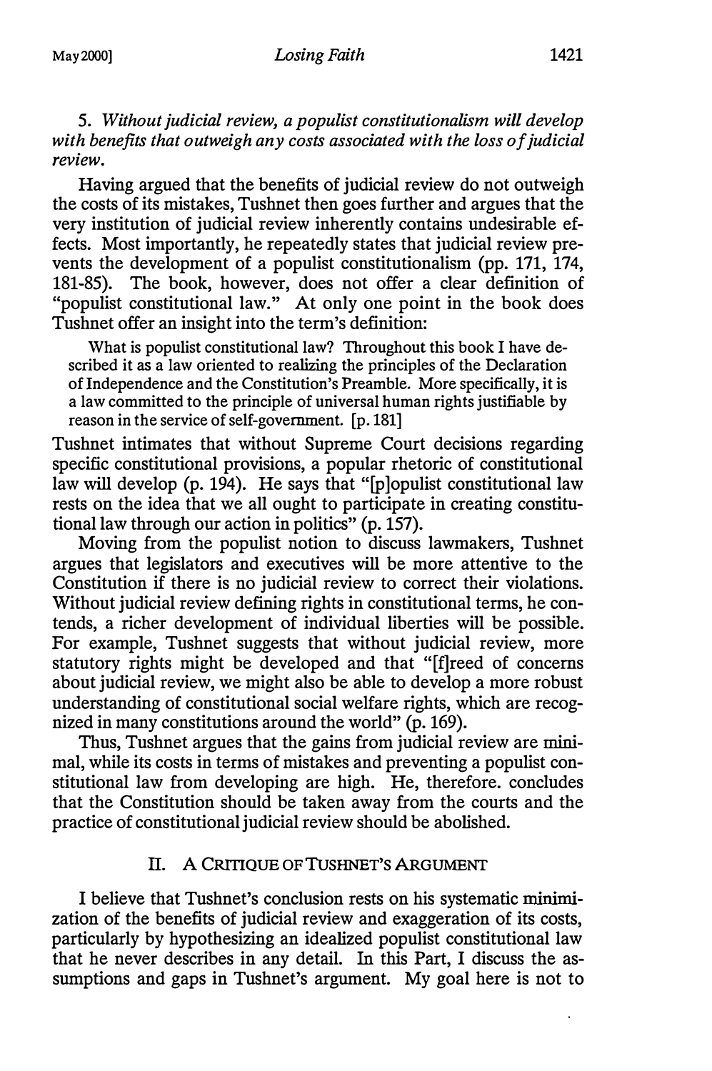*5. Without judicial review, a populist constitutionalism will develop with benefits that outweigh any costs associated with the loss of judicial review.*

Having argued that the benefits of judicial review do not outweigh the costs of its mistakes, Tushnet then goes further and argues that the very institution of judicial review inherently contains undesirable effects. Most importantly, he repeatedly states that judicial review prevents the development of a populist constitutionalism (pp. 171, 174, 181-85). The book, however, does not offer a clear definition of "populist constitutional law." At only one point in the book does Tushnet offer an insight into the term's definition:

> What is populist constitutional law? Throughout this book I have described it as a law oriented to realizing the principles of the Declaration of Independence and the Constitution's Preamble. More specifically, it is a law committed to the principle of universal human rights justifiable by reason in the service of self-government. [p. 181]

Tushnet intimates that without Supreme Court decisions regarding specific constitutional provisions, a popular rhetoric of constitutional law will develop (p. 194). He says that "[p]opulist constitutional law rests on the idea that we all ought to participate in creating constitutional law through our action in politics" (p. 157).

Moving from the populist notion to discuss lawmakers, Tushnet argues that legislators and executives will be more attentive to the Constitution if there is no judicial review to correct their violations. Without judicial review defining rights in constitutional terms, he contends, a richer development of individual liberties will be possible. For example, Tushnet suggests that without judicial review, more statutory rights might be developed and that "[f]reed of concerns about judicial review, we might also be able to develop a more robust understanding of constitutional social welfare rights, which are recognized in many constitutions around the world" (p. 169).

Thus, Tushnet argues that the gains from judicial review are minimal, while its costs in terms of mistakes and preventing a populist constitutional law from developing are high. He, therefore, concludes that the Constitution should be taken away from the courts and the practice of constitutional judicial review should be abolished.

## II. A Critique of Tushnet's Argument

I believe that Tushnet's conclusion rests on his systematic minimization of the benefits of judicial review and exaggeration of its costs, particularly by hypothesizing an idealized populist constitutional law that he never describes in any detail. In this Part, I discuss the assumptions and gaps in Tushnet's argument. My goal here is not to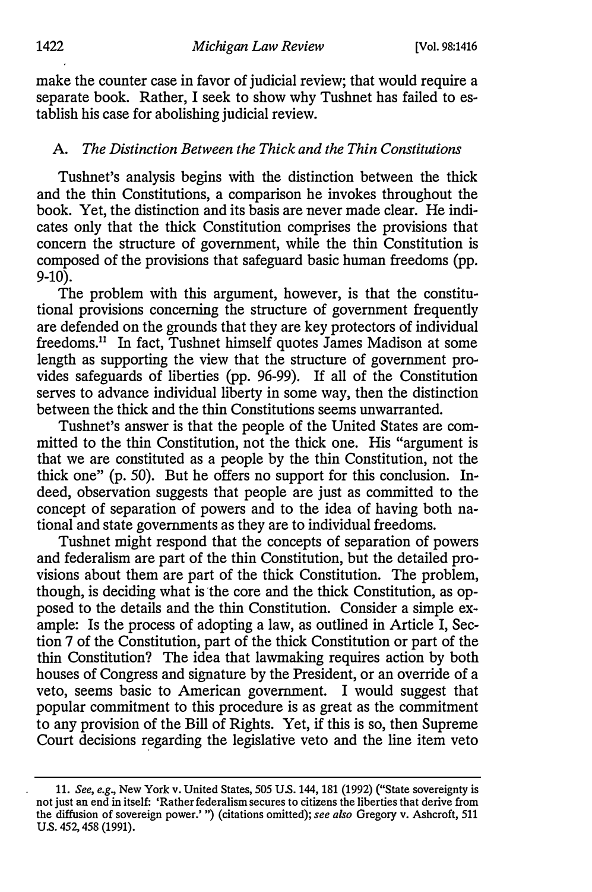make the counter case in favor of judicial review; that would require a separate book. Rather, I seek to show why Tushnet has failed to establish his case for abolishing judicial review.

### A. *The Distinction Between the Thick and the Thin Constitutions*

Tushnet's analysis begins with the distinction between the thick and the thin Constitutions, a comparison he invokes throughout the book. Yet, the distinction and its basis are never made clear. He indicates only that the thick Constitution comprises the provisions that concern the structure of government, while the thin Constitution is composed of the provisions that safeguard basic human freedoms (pp. 9-10).

The problem with this argument, however, is that the constitutional provisions concerning the structure of government frequently are defended on the grounds that they are key protectors of individual freedoms.[11] In fact, Tushnet himself quotes James Madison at some length as supporting the view that the structure of government provides safeguards of liberties (pp. 96-99). If all of the Constitution serves to advance individual liberty in some way, then the distinction between the thick and the thin Constitutions seems unwarranted.

Tushnet's answer is that the people of the United States are committed to the thin Constitution, not the thick one. His "argument is that we are constituted as a people by the thin Constitution, not the thick one" (p. 50). But he offers no support for this conclusion. Indeed, observation suggests that people are just as committed to the concept of separation of powers and to the idea of having both national and state governments as they are to individual freedoms.

Tushnet might respond that the concepts of separation of powers and federalism are part of the thin Constitution, but the detailed provisions about them are part of the thick Constitution. The problem, though, is deciding what is the core and the thick Constitution, as opposed to the details and the thin Constitution. Consider a simple example: Is the process of adopting a law, as outlined in Article I, Section 7 of the Constitution, part of the thick Constitution or part of the thin Constitution? The idea that lawmaking requires action by both houses of Congress and signature by the President, or an override of a veto, seems basic to American government. I would suggest that popular commitment to this procedure is as great as the commitment to any provision of the Bill of Rights. Yet, if this is so, then Supreme Court decisions regarding the legislative veto and the line item veto

---

11. *See, e.g.*, New York v. United States, 505 U.S. 144, 181 (1992) ("State sovereignty is not just an end in itself: 'Rather federalism secures to citizens the liberties that derive from the diffusion of sovereign power.' ") (citations omitted); *see also* Gregory v. Ashcroft, 511 U.S. 452, 458 (1991).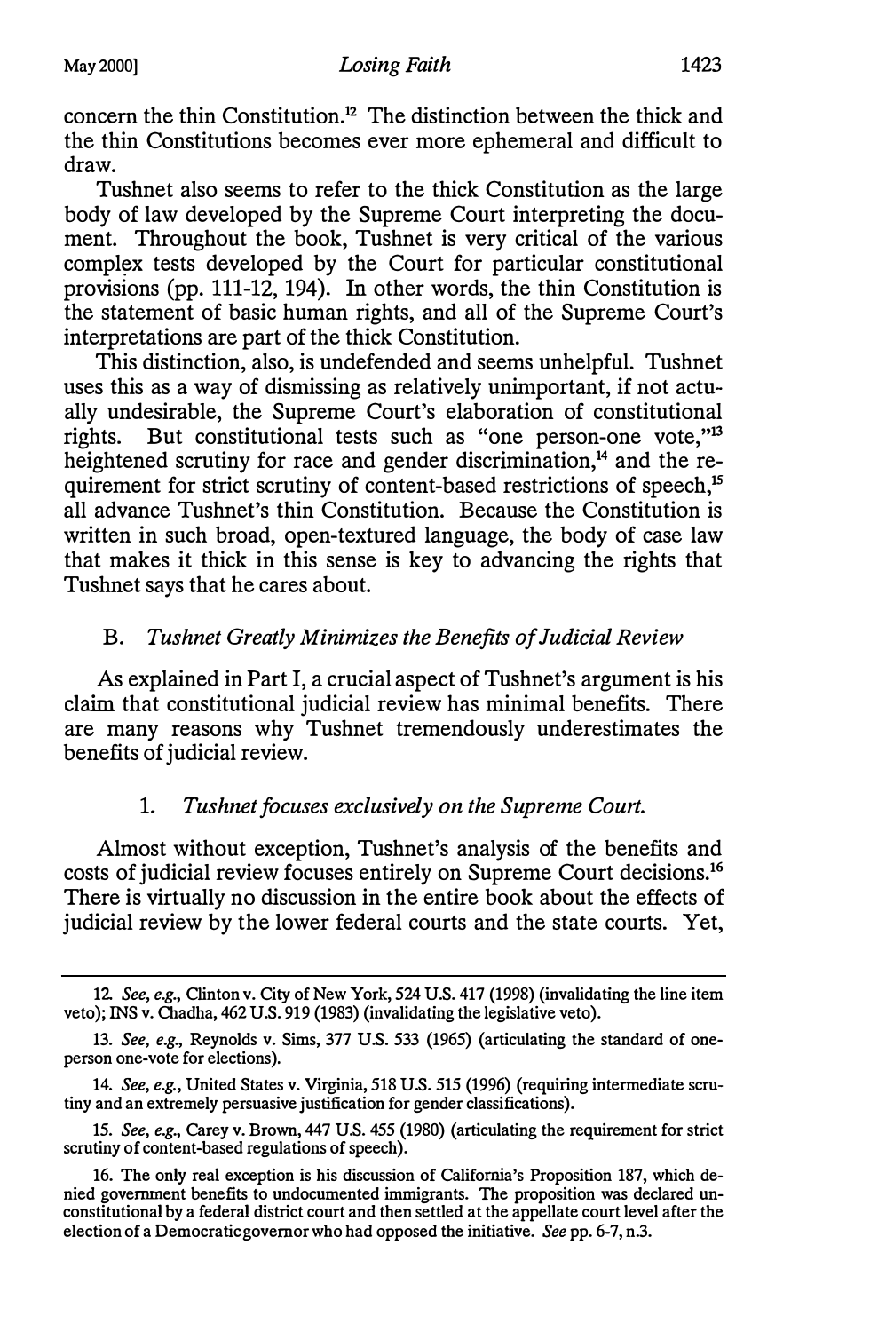concern the thin Constitution.[12] The distinction between the thick and the thin Constitutions becomes ever more ephemeral and difficult to draw.

Tushnet also seems to refer to the thick Constitution as the large body of law developed by the Supreme Court interpreting the document. Throughout the book, Tushnet is very critical of the various complex tests developed by the Court for particular constitutional provisions (pp. 111-12, 194). In other words, the thin Constitution is the statement of basic human rights, and all of the Supreme Court's interpretations are part of the thick Constitution.

This distinction, also, is undefended and seems unhelpful. Tushnet uses this as a way of dismissing as relatively unimportant, if not actually undesirable, the Supreme Court's elaboration of constitutional rights. But constitutional tests such as "one person-one vote,"[13] heightened scrutiny for race and gender discrimination,[14] and the requirement for strict scrutiny of content-based restrictions of speech,[15] all advance Tushnet's thin Constitution. Because the Constitution is written in such broad, open-textured language, the body of case law that makes it thick in this sense is key to advancing the rights that Tushnet says that he cares about.

### B. *Tushnet Greatly Minimizes the Benefits of Judicial Review*

As explained in Part I, a crucial aspect of Tushnet's argument is his claim that constitutional judicial review has minimal benefits. There are many reasons why Tushnet tremendously underestimates the benefits of judicial review.

#### 1. *Tushnet focuses exclusively on the Supreme Court.*

Almost without exception, Tushnet's analysis of the benefits and costs of judicial review focuses entirely on Supreme Court decisions.[16] There is virtually no discussion in the entire book about the effects of judicial review by the lower federal courts and the state courts. Yet,

---

12. *See, e.g.*, Clinton v. City of New York, 524 U.S. 417 (1998) (invalidating the line item veto); INS v. Chadha, 462 U.S. 919 (1983) (invalidating the legislative veto).

13. *See, e.g.*, Reynolds v. Sims, 377 U.S. 533 (1965) (articulating the standard of one-person one-vote for elections).

14. *See, e.g.*, United States v. Virginia, 518 U.S. 515 (1996) (requiring intermediate scrutiny and an extremely persuasive justification for gender classifications).

15. *See, e.g.*, Carey v. Brown, 447 U.S. 455 (1980) (articulating the requirement for strict scrutiny of content-based regulations of speech).

16. The only real exception is his discussion of California's Proposition 187, which denied government benefits to undocumented immigrants. The proposition was declared unconstitutional by a federal district court and then settled at the appellate court level after the election of a Democratic governor who had opposed the initiative. *See* pp. 6-7, n.3.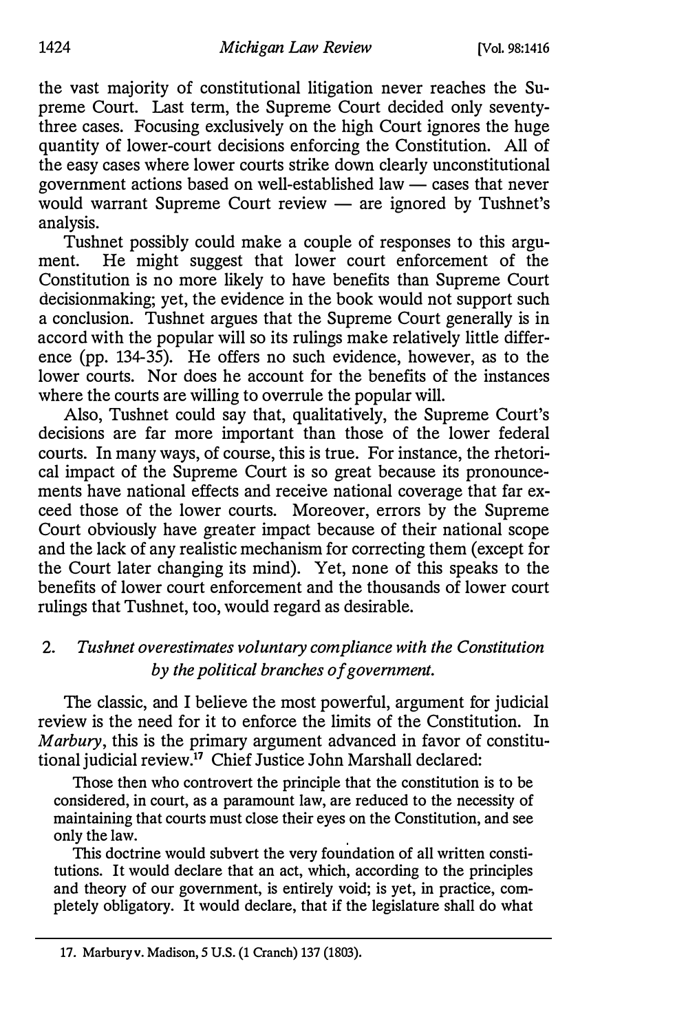the vast majority of constitutional litigation never reaches the Supreme Court. Last term, the Supreme Court decided only seventy-three cases. Focusing exclusively on the high Court ignores the huge quantity of lower-court decisions enforcing the Constitution. All of the easy cases where lower courts strike down clearly unconstitutional government actions based on well-established law — cases that never would warrant Supreme Court review — are ignored by Tushnet's analysis.

Tushnet possibly could make a couple of responses to this argument. He might suggest that lower court enforcement of the Constitution is no more likely to have benefits than Supreme Court decisionmaking; yet, the evidence in the book would not support such a conclusion. Tushnet argues that the Supreme Court generally is in accord with the popular will so its rulings make relatively little difference (pp. 134-35). He offers no such evidence, however, as to the lower courts. Nor does he account for the benefits of the instances where the courts are willing to overrule the popular will.

Also, Tushnet could say that, qualitatively, the Supreme Court's decisions are far more important than those of the lower federal courts. In many ways, of course, this is true. For instance, the rhetorical impact of the Supreme Court is so great because its pronouncements have national effects and receive national coverage that far exceed those of the lower courts. Moreover, errors by the Supreme Court obviously have greater impact because of their national scope and the lack of any realistic mechanism for correcting them (except for the Court later changing its mind). Yet, none of this speaks to the benefits of lower court enforcement and the thousands of lower court rulings that Tushnet, too, would regard as desirable.

### 2. *Tushnet overestimates voluntary compliance with the Constitution by the political branches of government.*

The classic, and I believe the most powerful, argument for judicial review is the need for it to enforce the limits of the Constitution. In *Marbury*, this is the primary argument advanced in favor of constitutional judicial review.[17] Chief Justice John Marshall declared:

> Those then who controvert the principle that the constitution is to be considered, in court, as a paramount law, are reduced to the necessity of maintaining that courts must close their eyes on the Constitution, and see only the law.
>
> This doctrine would subvert the very foundation of all written constitutions. It would declare that an act, which, according to the principles and theory of our government, is entirely void; is yet, in practice, completely obligatory. It would declare, that if the legislature shall do what

17. Marbury v. Madison, 5 U.S. (1 Cranch) 137 (1803).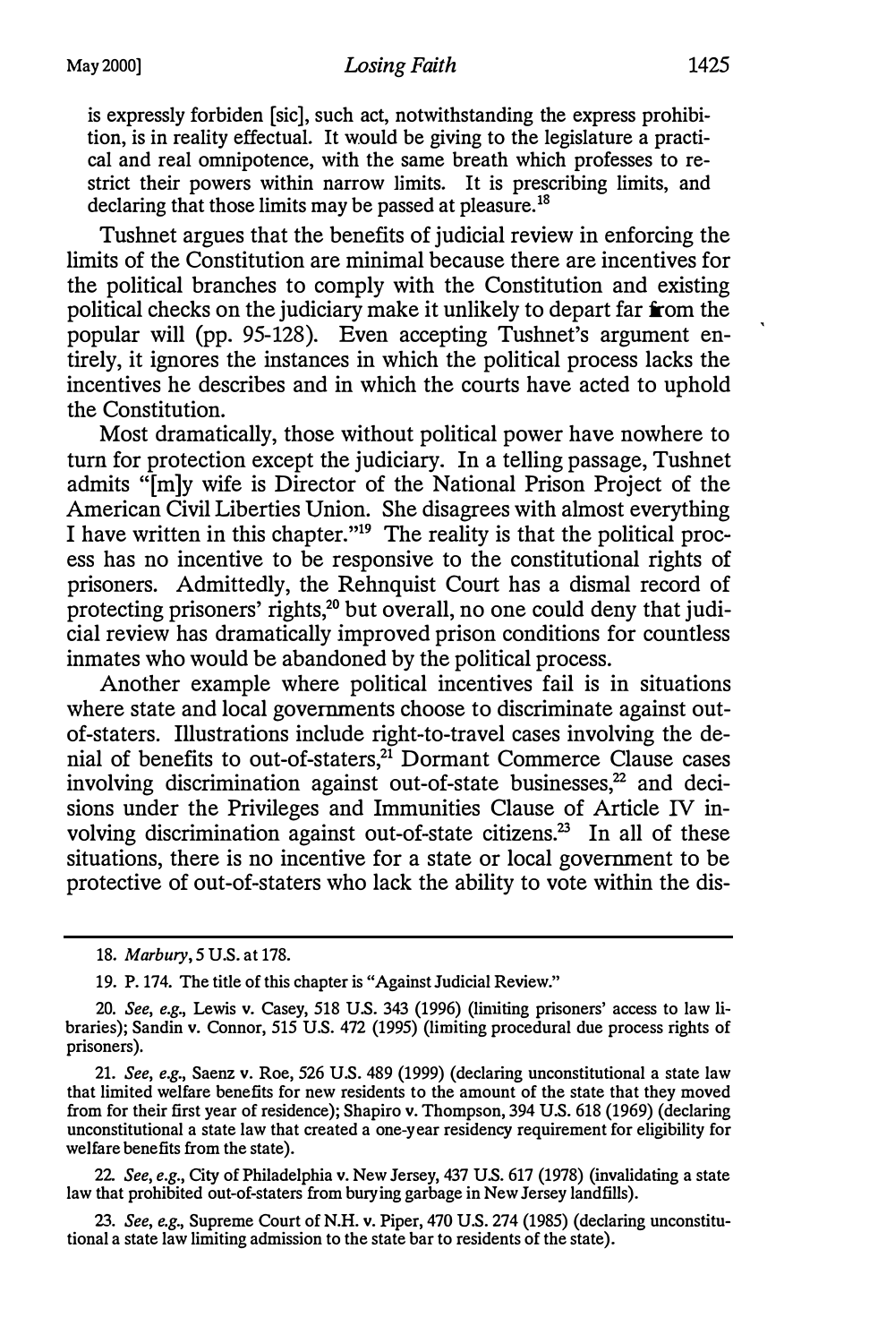is expressly forbiden [sic], such act, notwithstanding the express prohibition, is in reality effectual. It would be giving to the legislature a practical and real omnipotence, with the same breath which professes to restrict their powers within narrow limits. It is prescribing limits, and declaring that those limits may be passed at pleasure.[18]

Tushnet argues that the benefits of judicial review in enforcing the limits of the Constitution are minimal because there are incentives for the political branches to comply with the Constitution and existing political checks on the judiciary make it unlikely to depart far from the popular will (pp. 95-128). Even accepting Tushnet's argument entirely, it ignores the instances in which the political process lacks the incentives he describes and in which the courts have acted to uphold the Constitution.

Most dramatically, those without political power have nowhere to turn for protection except the judiciary. In a telling passage, Tushnet admits "[m]y wife is Director of the National Prison Project of the American Civil Liberties Union. She disagrees with almost everything I have written in this chapter."[19] The reality is that the political process has no incentive to be responsive to the constitutional rights of prisoners. Admittedly, the Rehnquist Court has a dismal record of protecting prisoners' rights,[20] but overall, no one could deny that judicial review has dramatically improved prison conditions for countless inmates who would be abandoned by the political process.

Another example where political incentives fail is in situations where state and local governments choose to discriminate against out-of-staters. Illustrations include right-to-travel cases involving the denial of benefits to out-of-staters,[21] Dormant Commerce Clause cases involving discrimination against out-of-state businesses,[22] and decisions under the Privileges and Immunities Clause of Article IV involving discrimination against out-of-state citizens.[23] In all of these situations, there is no incentive for a state or local government to be protective of out-of-staters who lack the ability to vote within the dis-

---

18. *Marbury*, 5 U.S. at 178.

19. P. 174. The title of this chapter is "Against Judicial Review."

20. *See, e.g.*, Lewis v. Casey, 518 U.S. 343 (1996) (limiting prisoners' access to law libraries); Sandin v. Connor, 515 U.S. 472 (1995) (limiting procedural due process rights of prisoners).

21. *See, e.g.*, Saenz v. Roe, 526 U.S. 489 (1999) (declaring unconstitutional a state law that limited welfare benefits for new residents to the amount of the state that they moved from for their first year of residence); Shapiro v. Thompson, 394 U.S. 618 (1969) (declaring unconstitutional a state law that created a one-year residency requirement for eligibility for welfare benefits from the state).

22. *See, e.g.*, City of Philadelphia v. New Jersey, 437 U.S. 617 (1978) (invalidating a state law that prohibited out-of-staters from burying garbage in New Jersey landfills).

23. *See, e.g.*, Supreme Court of N.H. v. Piper, 470 U.S. 274 (1985) (declaring unconstitutional a state law limiting admission to the state bar to residents of the state).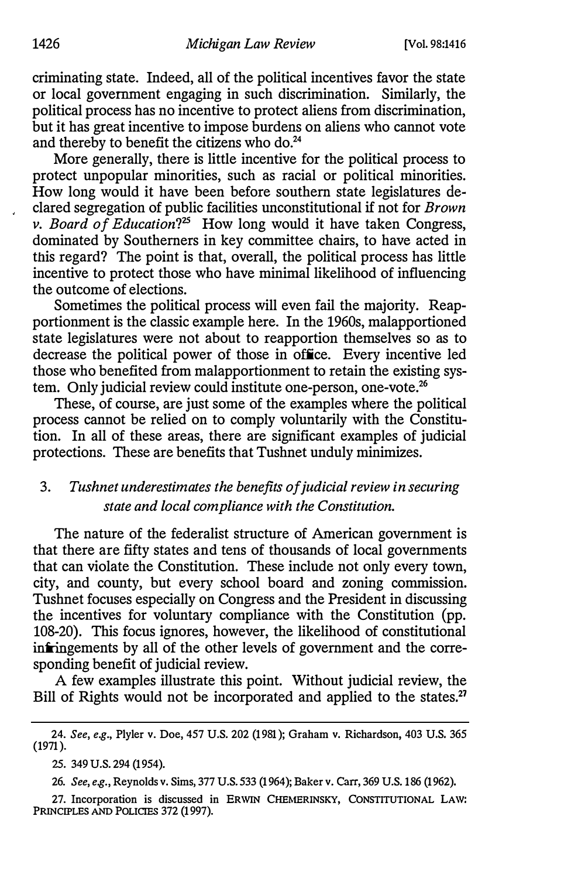criminating state. Indeed, all of the political incentives favor the state or local government engaging in such discrimination. Similarly, the political process has no incentive to protect aliens from discrimination, but it has great incentive to impose burdens on aliens who cannot vote and thereby to benefit the citizens who do.[24]

More generally, there is little incentive for the political process to protect unpopular minorities, such as racial or political minorities. How long would it have been before southern state legislatures declared segregation of public facilities unconstitutional if not for *Brown v. Board of Education*?[25] How long would it have taken Congress, dominated by Southerners in key committee chairs, to have acted in this regard? The point is that, overall, the political process has little incentive to protect those who have minimal likelihood of influencing the outcome of elections.

Sometimes the political process will even fail the majority. Reapportionment is the classic example here. In the 1960s, malapportioned state legislatures were not about to reapportion themselves so as to decrease the political power of those in office. Every incentive led those who benefited from malapportionment to retain the existing system. Only judicial review could institute one-person, one-vote.[26]

These, of course, are just some of the examples where the political process cannot be relied on to comply voluntarily with the Constitution. In all of these areas, there are significant examples of judicial protections. These are benefits that Tushnet unduly minimizes.

### 3. *Tushnet underestimates the benefits of judicial review in securing state and local compliance with the Constitution.*

The nature of the federalist structure of American government is that there are fifty states and tens of thousands of local governments that can violate the Constitution. These include not only every town, city, and county, but every school board and zoning commission. Tushnet focuses especially on Congress and the President in discussing the incentives for voluntary compliance with the Constitution (pp. 108-20). This focus ignores, however, the likelihood of constitutional infringements by all of the other levels of government and the corresponding benefit of judicial review.

A few examples illustrate this point. Without judicial review, the Bill of Rights would not be incorporated and applied to the states.[27]

---

24. *See, e.g.*, Plyler v. Doe, 457 U.S. 202 (1981); Graham v. Richardson, 403 U.S. 365 (1971).

25. 349 U.S. 294 (1954).

26. *See, e.g.*, Reynolds v. Sims, 377 U.S. 533 (1964); Baker v. Carr, 369 U.S. 186 (1962).

27. Incorporation is discussed in ERWIN CHEMERINSKY, CONSTITUTIONAL LAW: PRINCIPLES AND POLICIES 372 (1997).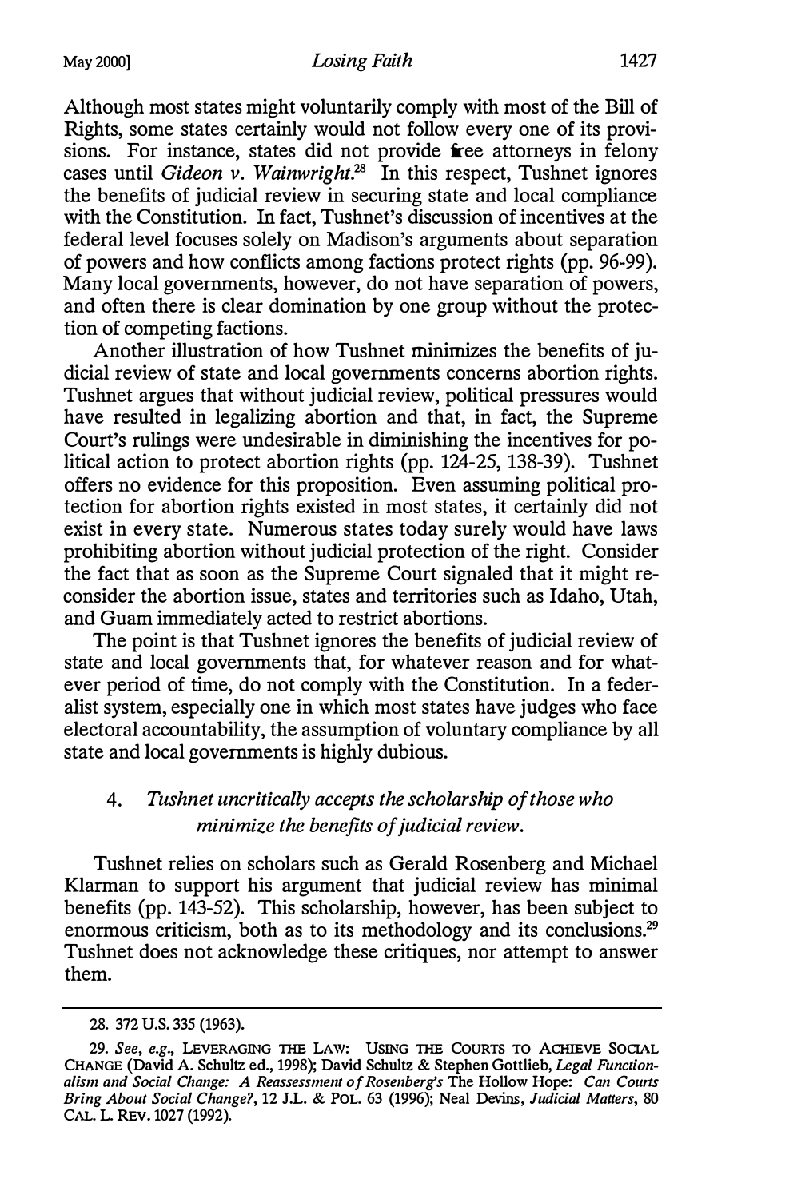Although most states might voluntarily comply with most of the Bill of Rights, some states certainly would not follow every one of its provisions. For instance, states did not provide free attorneys in felony cases until *Gideon v. Wainwright*.[28] In this respect, Tushnet ignores the benefits of judicial review in securing state and local compliance with the Constitution. In fact, Tushnet's discussion of incentives at the federal level focuses solely on Madison's arguments about separation of powers and how conflicts among factions protect rights (pp. 96-99). Many local governments, however, do not have separation of powers, and often there is clear domination by one group without the protection of competing factions.

Another illustration of how Tushnet minimizes the benefits of judicial review of state and local governments concerns abortion rights. Tushnet argues that without judicial review, political pressures would have resulted in legalizing abortion and that, in fact, the Supreme Court's rulings were undesirable in diminishing the incentives for political action to protect abortion rights (pp. 124-25, 138-39). Tushnet offers no evidence for this proposition. Even assuming political protection for abortion rights existed in most states, it certainly did not exist in every state. Numerous states today surely would have laws prohibiting abortion without judicial protection of the right. Consider the fact that as soon as the Supreme Court signaled that it might reconsider the abortion issue, states and territories such as Idaho, Utah, and Guam immediately acted to restrict abortions.

The point is that Tushnet ignores the benefits of judicial review of state and local governments that, for whatever reason and for whatever period of time, do not comply with the Constitution. In a federalist system, especially one in which most states have judges who face electoral accountability, the assumption of voluntary compliance by all state and local governments is highly dubious.

### 4. *Tushnet uncritically accepts the scholarship of those who minimize the benefits of judicial review.*

Tushnet relies on scholars such as Gerald Rosenberg and Michael Klarman to support his argument that judicial review has minimal benefits (pp. 143-52). This scholarship, however, has been subject to enormous criticism, both as to its methodology and its conclusions.[29] Tushnet does not acknowledge these critiques, nor attempt to answer them.

---

28. 372 U.S. 335 (1963).

29. *See, e.g.*, LEVERAGING THE LAW: USING THE COURTS TO ACHIEVE SOCIAL CHANGE (David A. Schultz ed., 1998); David Schultz & Stephen Gottlieb, *Legal Functionalism and Social Change: A Reassessment of Rosenberg's* The Hollow Hope: *Can Courts Bring About Social Change?*, 12 J.L. & POL. 63 (1996); Neal Devins, *Judicial Matters*, 80 CAL. L. REV. 1027 (1992).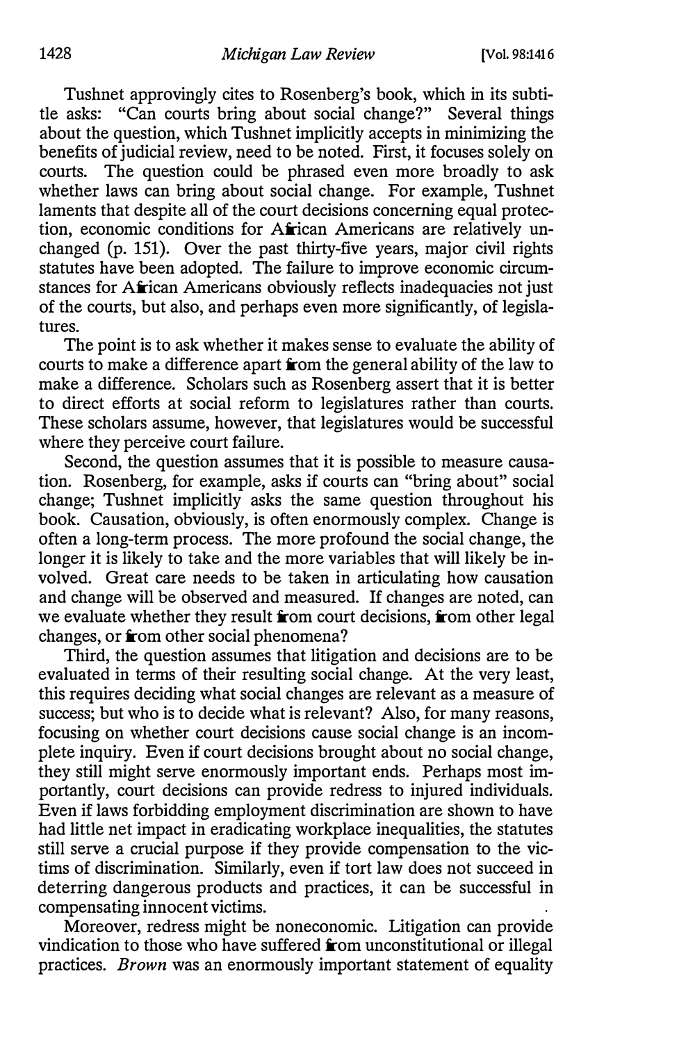Tushnet approvingly cites to Rosenberg's book, which in its subtitle asks: "Can courts bring about social change?" Several things about the question, which Tushnet implicitly accepts in minimizing the benefits of judicial review, need to be noted. First, it focuses solely on courts. The question could be phrased even more broadly to ask whether laws can bring about social change. For example, Tushnet laments that despite all of the court decisions concerning equal protection, economic conditions for African Americans are relatively unchanged (p. 151). Over the past thirty-five years, major civil rights statutes have been adopted. The failure to improve economic circumstances for African Americans obviously reflects inadequacies not just of the courts, but also, and perhaps even more significantly, of legislatures.

The point is to ask whether it makes sense to evaluate the ability of courts to make a difference apart from the general ability of the law to make a difference. Scholars such as Rosenberg assert that it is better to direct efforts at social reform to legislatures rather than courts. These scholars assume, however, that legislatures would be successful where they perceive court failure.

Second, the question assumes that it is possible to measure causation. Rosenberg, for example, asks if courts can "bring about" social change; Tushnet implicitly asks the same question throughout his book. Causation, obviously, is often enormously complex. Change is often a long-term process. The more profound the social change, the longer it is likely to take and the more variables that will likely be involved. Great care needs to be taken in articulating how causation and change will be observed and measured. If changes are noted, can we evaluate whether they result from court decisions, from other legal changes, or from other social phenomena?

Third, the question assumes that litigation and decisions are to be evaluated in terms of their resulting social change. At the very least, this requires deciding what social changes are relevant as a measure of success; but who is to decide what is relevant? Also, for many reasons, focusing on whether court decisions cause social change is an incomplete inquiry. Even if court decisions brought about no social change, they still might serve enormously important ends. Perhaps most importantly, court decisions can provide redress to injured individuals. Even if laws forbidding employment discrimination are shown to have had little net impact in eradicating workplace inequalities, the statutes still serve a crucial purpose if they provide compensation to the victims of discrimination. Similarly, even if tort law does not succeed in deterring dangerous products and practices, it can be successful in compensating innocent victims.

Moreover, redress might be noneconomic. Litigation can provide vindication to those who have suffered from unconstitutional or illegal practices. *Brown* was an enormously important statement of equality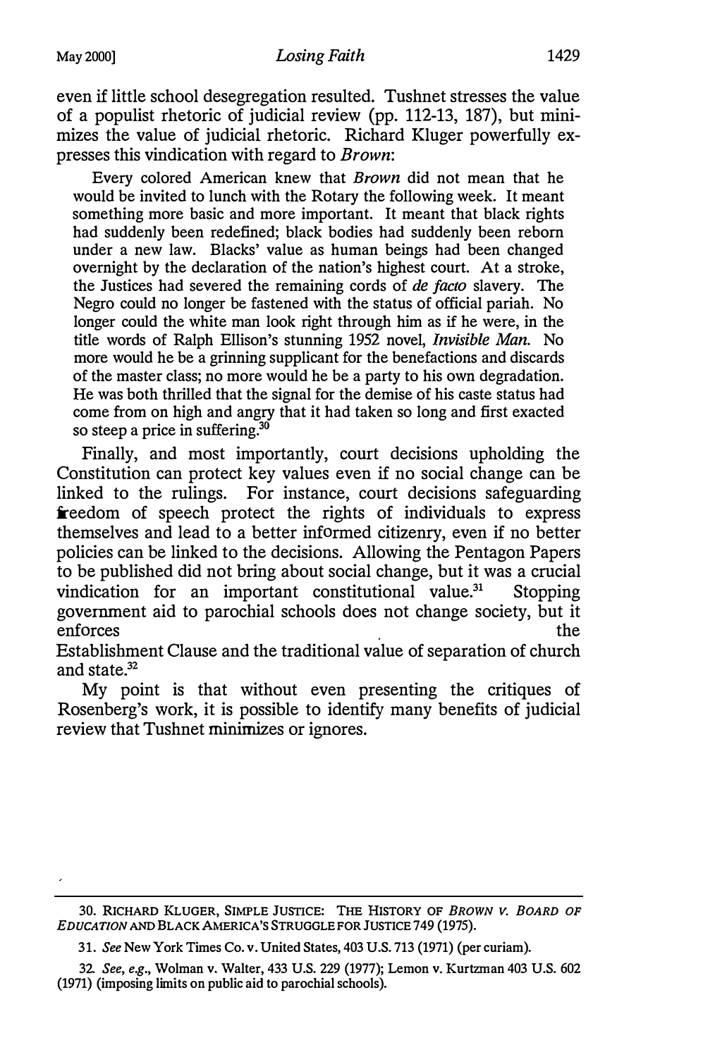even if little school desegregation resulted. Tushnet stresses the value of a populist rhetoric of judicial review (pp. 112-13, 187), but minimizes the value of judicial rhetoric. Richard Kluger powerfully expresses this vindication with regard to *Brown*:

> Every colored American knew that *Brown* did not mean that he would be invited to lunch with the Rotary the following week. It meant something more basic and more important. It meant that black rights had suddenly been redefined; black bodies had suddenly been reborn under a new law. Blacks' value as human beings had been changed overnight by the declaration of the nation's highest court. At a stroke, the Justices had severed the remaining cords of *de facto* slavery. The Negro could no longer be fastened with the status of official pariah. No longer could the white man look right through him as if he were, in the title words of Ralph Ellison's stunning 1952 novel, *Invisible Man*. No more would he be a grinning supplicant for the benefactions and discards of the master class; no more would he be a party to his own degradation. He was both thrilled that the signal for the demise of his caste status had come from on high and angry that it had taken so long and first exacted so steep a price in suffering.[30]

Finally, and most importantly, court decisions upholding the Constitution can protect key values even if no social change can be linked to the rulings. For instance, court decisions safeguarding freedom of speech protect the rights of individuals to express themselves and lead to a better informed citizenry, even if no better policies can be linked to the decisions. Allowing the Pentagon Papers to be published did not bring about social change, but it was a crucial vindication for an important constitutional value.[31] Stopping government aid to parochial schools does not change society, but it enforces the Establishment Clause and the traditional value of separation of church and state.[32]

My point is that without even presenting the critiques of Rosenberg's work, it is possible to identify many benefits of judicial review that Tushnet minimizes or ignores.

---

30. RICHARD KLUGER, SIMPLE JUSTICE: THE HISTORY OF *BROWN V. BOARD OF EDUCATION* AND BLACK AMERICA'S STRUGGLE FOR JUSTICE 749 (1975).

31. *See* New York Times Co. v. United States, 403 U.S. 713 (1971) (per curiam).

32. *See, e.g.*, Wolman v. Walter, 433 U.S. 229 (1977); Lemon v. Kurtzman 403 U.S. 602 (1971) (imposing limits on public aid to parochial schools).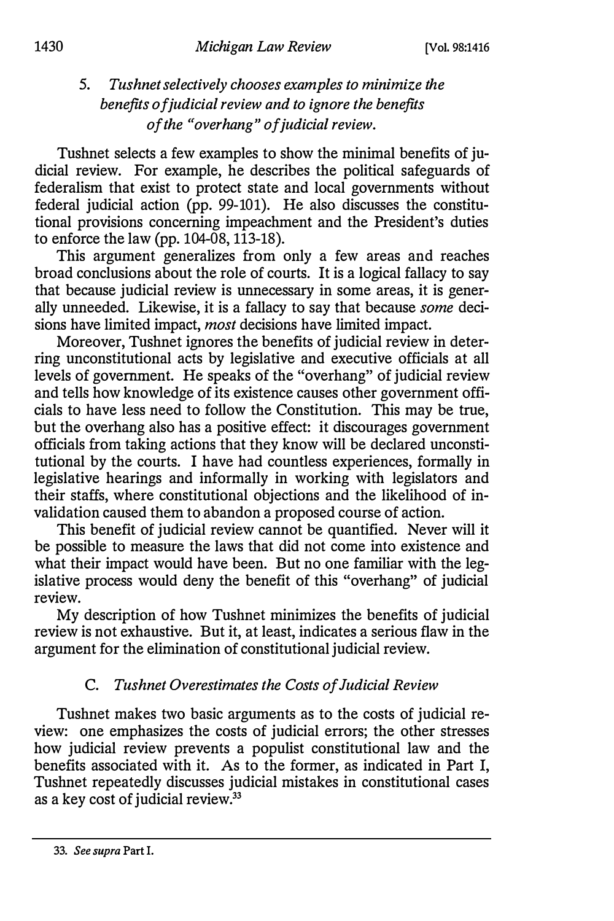#### 5. *Tushnet selectively chooses examples to minimize the benefits of judicial review and to ignore the benefits of the "overhang" of judicial review.*

Tushnet selects a few examples to show the minimal benefits of judicial review. For example, he describes the political safeguards of federalism that exist to protect state and local governments without federal judicial action (pp. 99-101). He also discusses the constitutional provisions concerning impeachment and the President's duties to enforce the law (pp. 104-08, 113-18).

This argument generalizes from only a few areas and reaches broad conclusions about the role of courts. It is a logical fallacy to say that because judicial review is unnecessary in some areas, it is generally unneeded. Likewise, it is a fallacy to say that because *some* decisions have limited impact, *most* decisions have limited impact.

Moreover, Tushnet ignores the benefits of judicial review in deterring unconstitutional acts by legislative and executive officials at all levels of government. He speaks of the "overhang" of judicial review and tells how knowledge of its existence causes other government officials to have less need to follow the Constitution. This may be true, but the overhang also has a positive effect: it discourages government officials from taking actions that they know will be declared unconstitutional by the courts. I have had countless experiences, formally in legislative hearings and informally in working with legislators and their staffs, where constitutional objections and the likelihood of invalidation caused them to abandon a proposed course of action.

This benefit of judicial review cannot be quantified. Never will it be possible to measure the laws that did not come into existence and what their impact would have been. But no one familiar with the legislative process would deny the benefit of this "overhang" of judicial review.

My description of how Tushnet minimizes the benefits of judicial review is not exhaustive. But it, at least, indicates a serious flaw in the argument for the elimination of constitutional judicial review.

### C. *Tushnet Overestimates the Costs of Judicial Review*

Tushnet makes two basic arguments as to the costs of judicial review: one emphasizes the costs of judicial errors; the other stresses how judicial review prevents a populist constitutional law and the benefits associated with it. As to the former, as indicated in Part I, Tushnet repeatedly discusses judicial mistakes in constitutional cases as a key cost of judicial review.[33]

---

33. *See supra* Part I.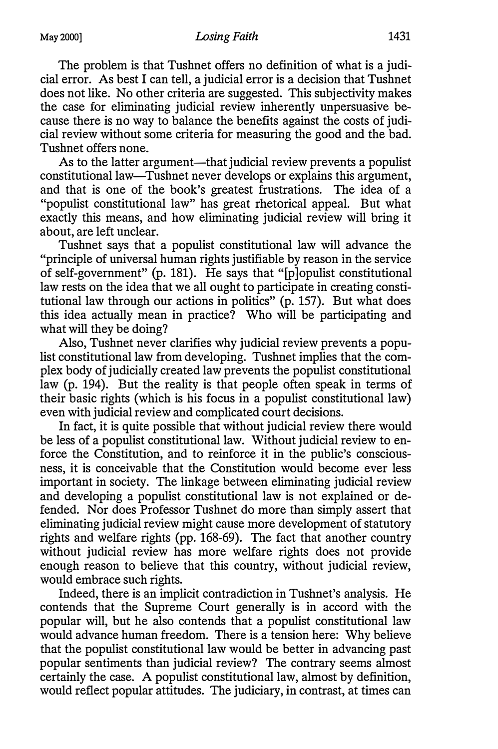The problem is that Tushnet offers no definition of what is a judicial error. As best I can tell, a judicial error is a decision that Tushnet does not like. No other criteria are suggested. This subjectivity makes the case for eliminating judicial review inherently unpersuasive because there is no way to balance the benefits against the costs of judicial review without some criteria for measuring the good and the bad. Tushnet offers none.

As to the latter argument—that judicial review prevents a populist constitutional law—Tushnet never develops or explains this argument, and that is one of the book's greatest frustrations. The idea of a "populist constitutional law" has great rhetorical appeal. But what exactly this means, and how eliminating judicial review will bring it about, are left unclear.

Tushnet says that a populist constitutional law will advance the "principle of universal human rights justifiable by reason in the service of self-government" (p. 181). He says that "[p]opulist constitutional law rests on the idea that we all ought to participate in creating constitutional law through our actions in politics" (p. 157). But what does this idea actually mean in practice? Who will be participating and what will they be doing?

Also, Tushnet never clarifies why judicial review prevents a populist constitutional law from developing. Tushnet implies that the complex body of judicially created law prevents the populist constitutional law (p. 194). But the reality is that people often speak in terms of their basic rights (which is his focus in a populist constitutional law) even with judicial review and complicated court decisions.

In fact, it is quite possible that without judicial review there would be less of a populist constitutional law. Without judicial review to enforce the Constitution, and to reinforce it in the public's consciousness, it is conceivable that the Constitution would become ever less important in society. The linkage between eliminating judicial review and developing a populist constitutional law is not explained or defended. Nor does Professor Tushnet do more than simply assert that eliminating judicial review might cause more development of statutory rights and welfare rights (pp. 168-69). The fact that another country without judicial review has more welfare rights does not provide enough reason to believe that this country, without judicial review, would embrace such rights.

Indeed, there is an implicit contradiction in Tushnet's analysis. He contends that the Supreme Court generally is in accord with the popular will, but he also contends that a populist constitutional law would advance human freedom. There is a tension here: Why believe that the populist constitutional law would be better in advancing past popular sentiments than judicial review? The contrary seems almost certainly the case. A populist constitutional law, almost by definition, would reflect popular attitudes. The judiciary, in contrast, at times can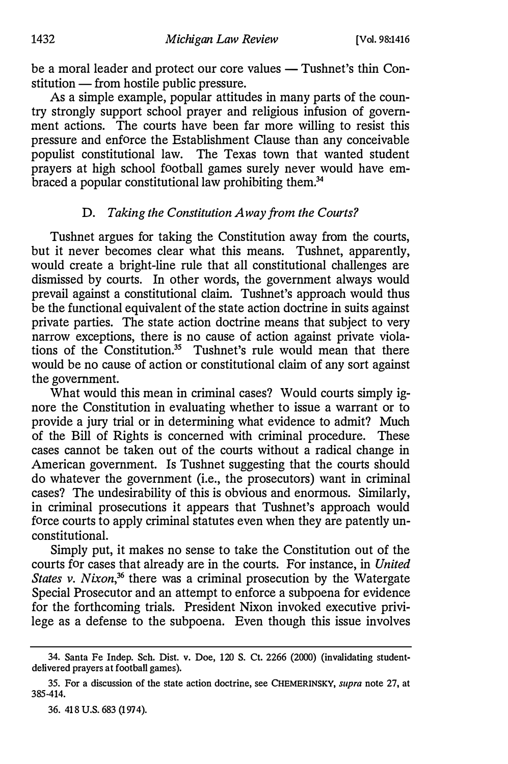be a moral leader and protect our core values — Tushnet's thin Constitution — from hostile public pressure.

As a simple example, popular attitudes in many parts of the country strongly support school prayer and religious infusion of government actions. The courts have been far more willing to resist this pressure and enforce the Establishment Clause than any conceivable populist constitutional law. The Texas town that wanted student prayers at high school football games surely never would have embraced a popular constitutional law prohibiting them.[34]

### D. *Taking the Constitution Away from the Courts?*

Tushnet argues for taking the Constitution away from the courts, but it never becomes clear what this means. Tushnet, apparently, would create a bright-line rule that all constitutional challenges are dismissed by courts. In other words, the government always would prevail against a constitutional claim. Tushnet's approach would thus be the functional equivalent of the state action doctrine in suits against private parties. The state action doctrine means that subject to very narrow exceptions, there is no cause of action against private violations of the Constitution.[35] Tushnet's rule would mean that there would be no cause of action or constitutional claim of any sort against the government.

What would this mean in criminal cases? Would courts simply ignore the Constitution in evaluating whether to issue a warrant or to provide a jury trial or in determining what evidence to admit? Much of the Bill of Rights is concerned with criminal procedure. These cases cannot be taken out of the courts without a radical change in American government. Is Tushnet suggesting that the courts should do whatever the government (i.e., the prosecutors) want in criminal cases? The undesirability of this is obvious and enormous. Similarly, in criminal prosecutions it appears that Tushnet's approach would force courts to apply criminal statutes even when they are patently unconstitutional.

Simply put, it makes no sense to take the Constitution out of the courts for cases that already are in the courts. For instance, in *United States v. Nixon*,[36] there was a criminal prosecution by the Watergate Special Prosecutor and an attempt to enforce a subpoena for evidence for the forthcoming trials. President Nixon invoked executive privilege as a defense to the subpoena. Even though this issue involves

---

34. Santa Fe Indep. Sch. Dist. v. Doe, 120 S. Ct. 2266 (2000) (invalidating student-delivered prayers at football games).

35. For a discussion of the state action doctrine, see CHEMERINSKY, *supra* note 27, at 385-414.

36. 418 U.S. 683 (1974).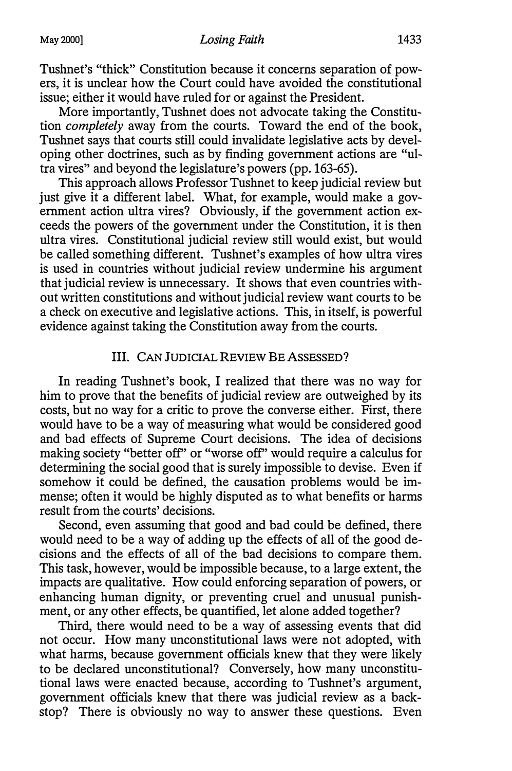Tushnet's "thick" Constitution because it concerns separation of powers, it is unclear how the Court could have avoided the constitutional issue; either it would have ruled for or against the President.

More importantly, Tushnet does not advocate taking the Constitution *completely* away from the courts. Toward the end of the book, Tushnet says that courts still could invalidate legislative acts by developing other doctrines, such as by finding government actions are "ultra vires" and beyond the legislature's powers (pp. 163-65).

This approach allows Professor Tushnet to keep judicial review but just give it a different label. What, for example, would make a government action ultra vires? Obviously, if the government action exceeds the powers of the government under the Constitution, it is then ultra vires. Constitutional judicial review still would exist, but would be called something different. Tushnet's examples of how ultra vires is used in countries without judicial review undermine his argument that judicial review is unnecessary. It shows that even countries without written constitutions and without judicial review want courts to be a check on executive and legislative actions. This, in itself, is powerful evidence against taking the Constitution away from the courts.

## III. CAN JUDICIAL REVIEW BE ASSESSED?

In reading Tushnet's book, I realized that there was no way for him to prove that the benefits of judicial review are outweighed by its costs, but no way for a critic to prove the converse either. First, there would have to be a way of measuring what would be considered good and bad effects of Supreme Court decisions. The idea of decisions making society "better off" or "worse off" would require a calculus for determining the social good that is surely impossible to devise. Even if somehow it could be defined, the causation problems would be immense; often it would be highly disputed as to what benefits or harms result from the courts' decisions.

Second, even assuming that good and bad could be defined, there would need to be a way of adding up the effects of all of the good decisions and the effects of all of the bad decisions to compare them. This task, however, would be impossible because, to a large extent, the impacts are qualitative. How could enforcing separation of powers, or enhancing human dignity, or preventing cruel and unusual punishment, or any other effects, be quantified, let alone added together?

Third, there would need to be a way of assessing events that did not occur. How many unconstitutional laws were not adopted, with what harms, because government officials knew that they were likely to be declared unconstitutional? Conversely, how many unconstitutional laws were enacted because, according to Tushnet's argument, government officials knew that there was judicial review as a backstop? There is obviously no way to answer these questions. Even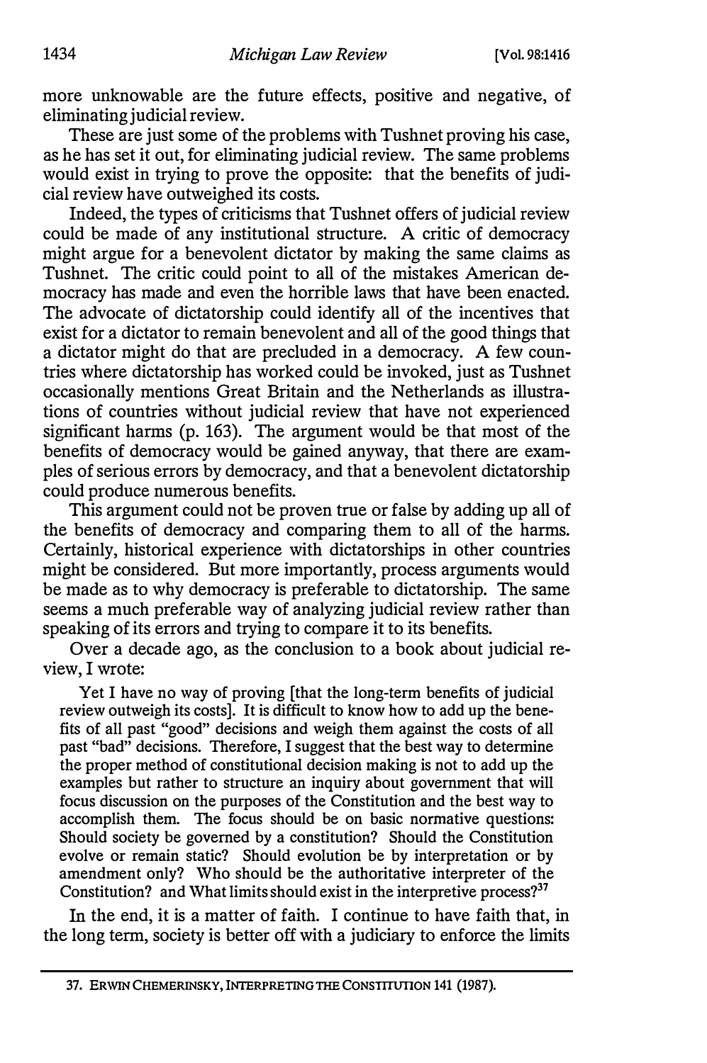more unknowable are the future effects, positive and negative, of eliminating judicial review.

These are just some of the problems with Tushnet proving his case, as he has set it out, for eliminating judicial review. The same problems would exist in trying to prove the opposite: that the benefits of judicial review have outweighed its costs.

Indeed, the types of criticisms that Tushnet offers of judicial review could be made of any institutional structure. A critic of democracy might argue for a benevolent dictator by making the same claims as Tushnet. The critic could point to all of the mistakes American democracy has made and even the horrible laws that have been enacted. The advocate of dictatorship could identify all of the incentives that exist for a dictator to remain benevolent and all of the good things that a dictator might do that are precluded in a democracy. A few countries where dictatorship has worked could be invoked, just as Tushnet occasionally mentions Great Britain and the Netherlands as illustrations of countries without judicial review that have not experienced significant harms (p. 163). The argument would be that most of the benefits of democracy would be gained anyway, that there are examples of serious errors by democracy, and that a benevolent dictatorship could produce numerous benefits.

This argument could not be proven true or false by adding up all of the benefits of democracy and comparing them to all of the harms. Certainly, historical experience with dictatorships in other countries might be considered. But more importantly, process arguments would be made as to why democracy is preferable to dictatorship. The same seems a much preferable way of analyzing judicial review rather than speaking of its errors and trying to compare it to its benefits.

Over a decade ago, as the conclusion to a book about judicial review, I wrote:

> Yet I have no way of proving [that the long-term benefits of judicial review outweigh its costs]. It is difficult to know how to add up the benefits of all past "good" decisions and weigh them against the costs of all past "bad" decisions. Therefore, I suggest that the best way to determine the proper method of constitutional decision making is not to add up the examples but rather to structure an inquiry about government that will focus discussion on the purposes of the Constitution and the best way to accomplish them. The focus should be on basic normative questions: Should society be governed by a constitution? Should the Constitution evolve or remain static? Should evolution be by interpretation or by amendment only? Who should be the authoritative interpreter of the Constitution? and What limits should exist in the interpretive process?[37]

In the end, it is a matter of faith. I continue to have faith that, in the long term, society is better off with a judiciary to enforce the limits

37. ERWIN CHEMERINSKY, INTERPRETING THE CONSTITUTION 141 (1987).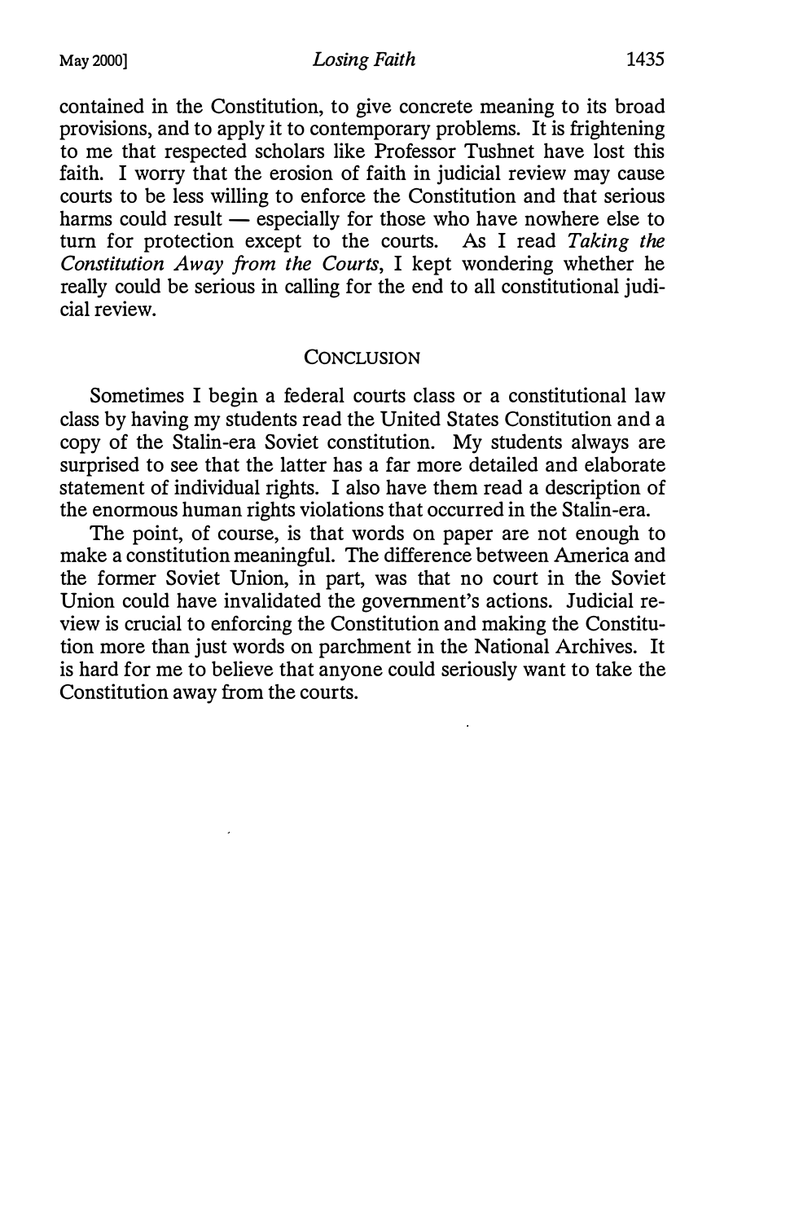contained in the Constitution, to give concrete meaning to its broad provisions, and to apply it to contemporary problems. It is frightening to me that respected scholars like Professor Tushnet have lost this faith. I worry that the erosion of faith in judicial review may cause courts to be less willing to enforce the Constitution and that serious harms could result — especially for those who have nowhere else to turn for protection except to the courts. As I read *Taking the Constitution Away from the Courts*, I kept wondering whether he really could be serious in calling for the end to all constitutional judicial review.

## CONCLUSION

Sometimes I begin a federal courts class or a constitutional law class by having my students read the United States Constitution and a copy of the Stalin-era Soviet constitution. My students always are surprised to see that the latter has a far more detailed and elaborate statement of individual rights. I also have them read a description of the enormous human rights violations that occurred in the Stalin-era.

The point, of course, is that words on paper are not enough to make a constitution meaningful. The difference between America and the former Soviet Union, in part, was that no court in the Soviet Union could have invalidated the government's actions. Judicial review is crucial to enforcing the Constitution and making the Constitution more than just words on parchment in the National Archives. It is hard for me to believe that anyone could seriously want to take the Constitution away from the courts.